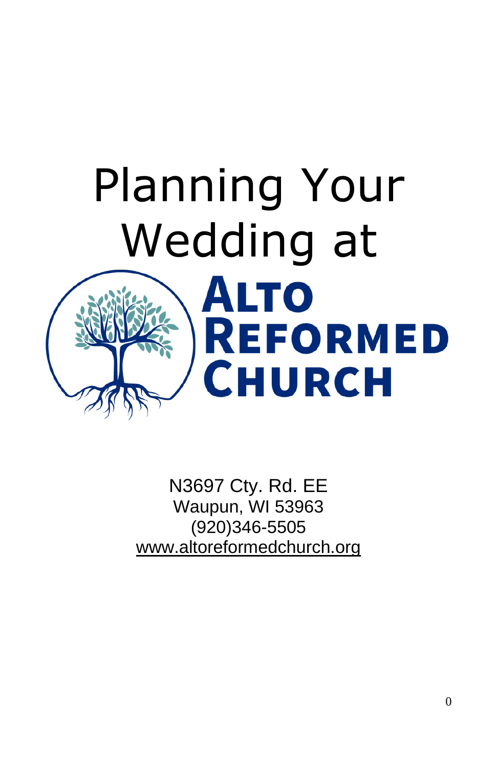# Planning Your Wedding at

# Alto Reformed Church

N3697 Cty. Rd. EE
Waupun, WI 53963
(920)346-5505
www.altoreformedchurch.org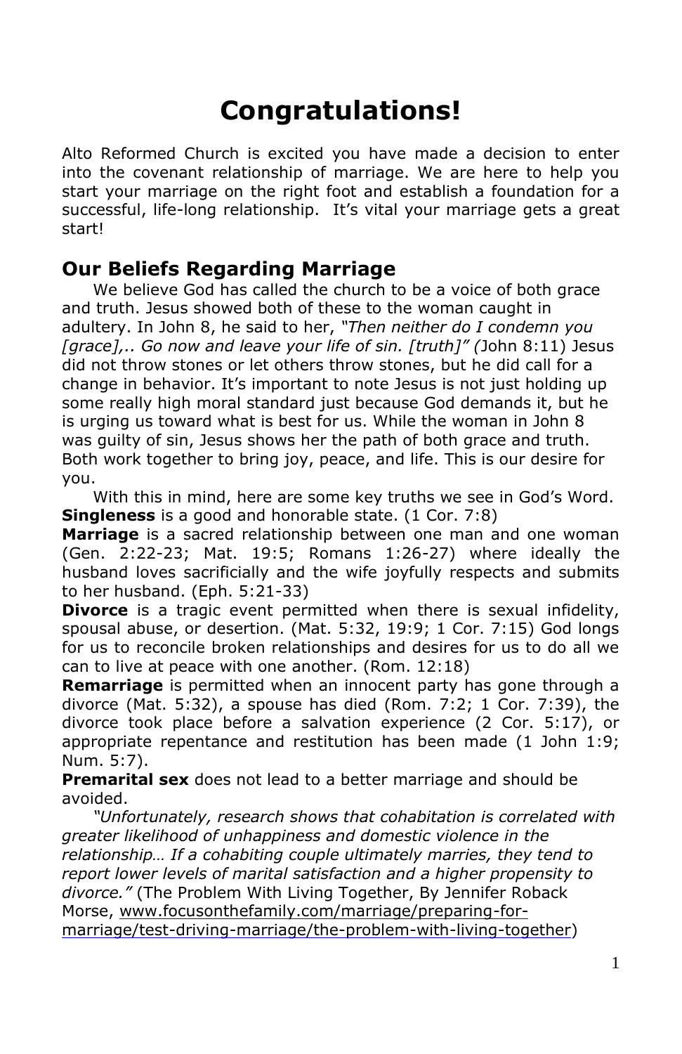# Congratulations!

Alto Reformed Church is excited you have made a decision to enter into the covenant relationship of marriage. We are here to help you start your marriage on the right foot and establish a foundation for a successful, life-long relationship. It's vital your marriage gets a great start!

## Our Beliefs Regarding Marriage

We believe God has called the church to be a voice of both grace and truth. Jesus showed both of these to the woman caught in adultery. In John 8, he said to her, *"Then neither do I condemn you [grace],.. Go now and leave your life of sin. [truth]" (*John 8:11) Jesus did not throw stones or let others throw stones, but he did call for a change in behavior. It's important to note Jesus is not just holding up some really high moral standard just because God demands it, but he is urging us toward what is best for us. While the woman in John 8 was guilty of sin, Jesus shows her the path of both grace and truth. Both work together to bring joy, peace, and life. This is our desire for you.

With this in mind, here are some key truths we see in God's Word.

**Singleness** is a good and honorable state. (1 Cor. 7:8)

**Marriage** is a sacred relationship between one man and one woman (Gen. 2:22-23; Mat. 19:5; Romans 1:26-27) where ideally the husband loves sacrificially and the wife joyfully respects and submits to her husband. (Eph. 5:21-33)

**Divorce** is a tragic event permitted when there is sexual infidelity, spousal abuse, or desertion. (Mat. 5:32, 19:9; 1 Cor. 7:15) God longs for us to reconcile broken relationships and desires for us to do all we can to live at peace with one another. (Rom. 12:18)

**Remarriage** is permitted when an innocent party has gone through a divorce (Mat. 5:32), a spouse has died (Rom. 7:2; 1 Cor. 7:39), the divorce took place before a salvation experience (2 Cor. 5:17), or appropriate repentance and restitution has been made (1 John 1:9; Num. 5:7).

**Premarital sex** does not lead to a better marriage and should be avoided.

*"Unfortunately, research shows that cohabitation is correlated with greater likelihood of unhappiness and domestic violence in the relationship… If a cohabiting couple ultimately marries, they tend to report lower levels of marital satisfaction and a higher propensity to divorce."* (The Problem With Living Together, By Jennifer Roback Morse, www.focusonthefamily.com/marriage/preparing-for-marriage/test-driving-marriage/the-problem-with-living-together)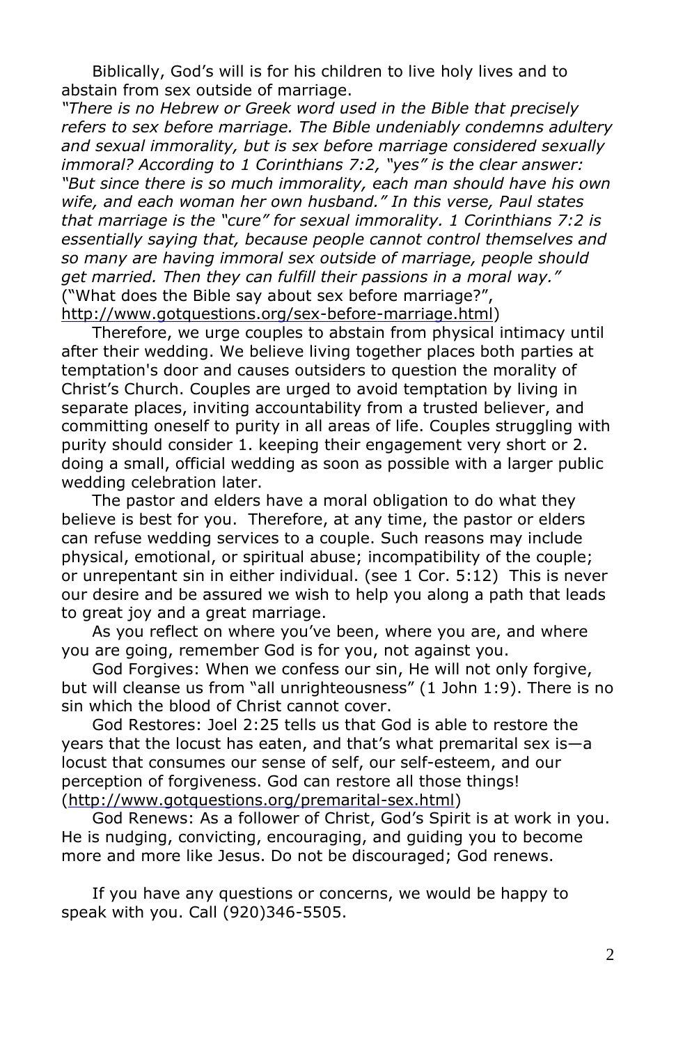Biblically, God's will is for his children to live holy lives and to abstain from sex outside of marriage.

*"There is no Hebrew or Greek word used in the Bible that precisely refers to sex before marriage. The Bible undeniably condemns adultery and sexual immorality, but is sex before marriage considered sexually immoral? According to 1 Corinthians 7:2, "yes" is the clear answer: "But since there is so much immorality, each man should have his own wife, and each woman her own husband." In this verse, Paul states that marriage is the "cure" for sexual immorality. 1 Corinthians 7:2 is essentially saying that, because people cannot control themselves and so many are having immoral sex outside of marriage, people should get married. Then they can fulfill their passions in a moral way."* ("What does the Bible say about sex before marriage?", http://www.gotquestions.org/sex-before-marriage.html)

Therefore, we urge couples to abstain from physical intimacy until after their wedding. We believe living together places both parties at temptation's door and causes outsiders to question the morality of Christ's Church. Couples are urged to avoid temptation by living in separate places, inviting accountability from a trusted believer, and committing oneself to purity in all areas of life. Couples struggling with purity should consider 1. keeping their engagement very short or 2. doing a small, official wedding as soon as possible with a larger public wedding celebration later.

The pastor and elders have a moral obligation to do what they believe is best for you. Therefore, at any time, the pastor or elders can refuse wedding services to a couple. Such reasons may include physical, emotional, or spiritual abuse; incompatibility of the couple; or unrepentant sin in either individual. (see 1 Cor. 5:12) This is never our desire and be assured we wish to help you along a path that leads to great joy and a great marriage.

As you reflect on where you've been, where you are, and where you are going, remember God is for you, not against you.

God Forgives: When we confess our sin, He will not only forgive, but will cleanse us from "all unrighteousness" (1 John 1:9). There is no sin which the blood of Christ cannot cover.

God Restores: Joel 2:25 tells us that God is able to restore the years that the locust has eaten, and that's what premarital sex is—a locust that consumes our sense of self, our self-esteem, and our perception of forgiveness. God can restore all those things! (http://www.gotquestions.org/premarital-sex.html)

God Renews: As a follower of Christ, God's Spirit is at work in you. He is nudging, convicting, encouraging, and guiding you to become more and more like Jesus. Do not be discouraged; God renews.

If you have any questions or concerns, we would be happy to speak with you. Call (920)346-5505.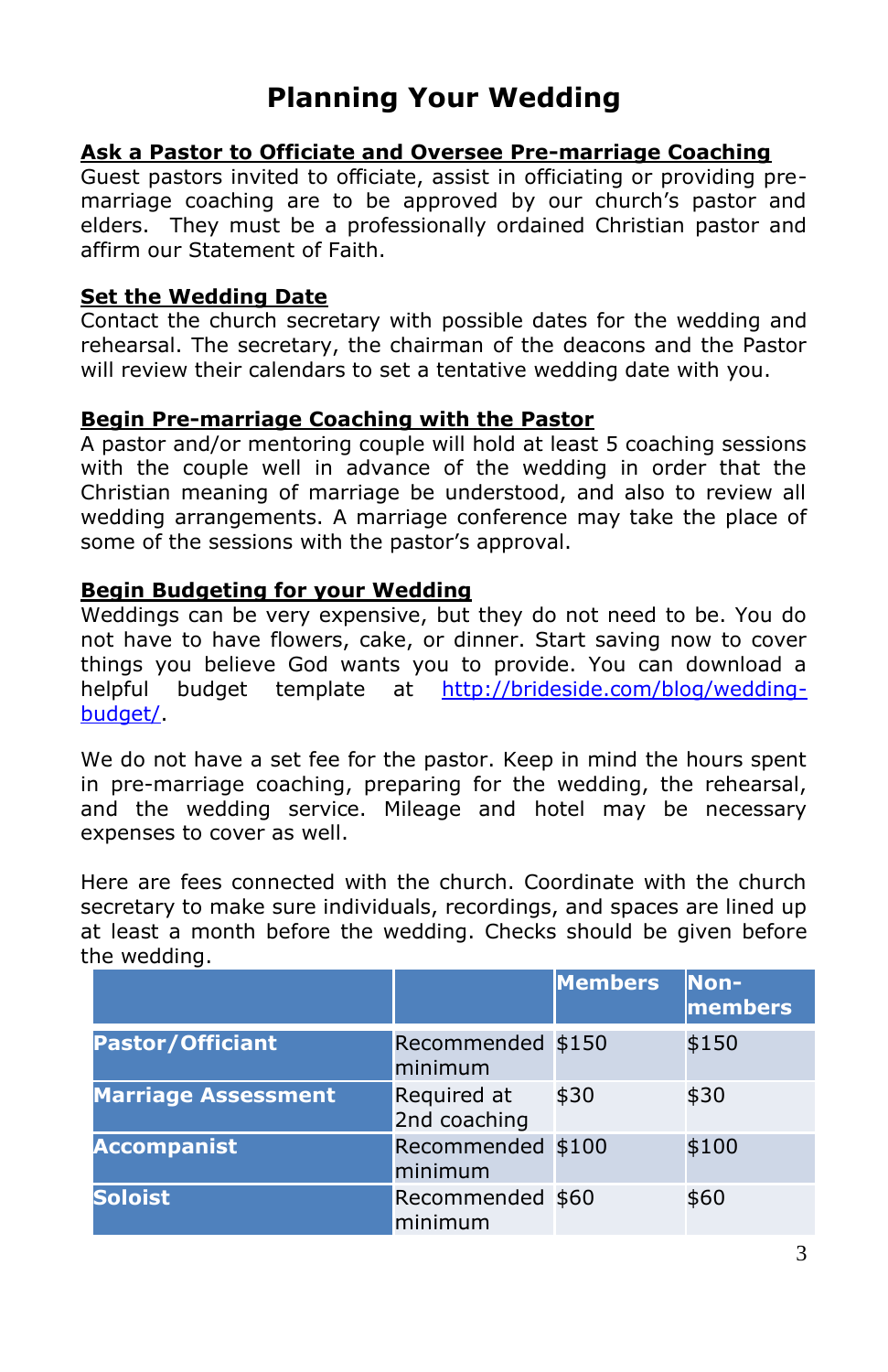# Planning Your Wedding

**Ask a Pastor to Officiate and Oversee Pre-marriage Coaching**

Guest pastors invited to officiate, assist in officiating or providing pre-marriage coaching are to be approved by our church's pastor and elders. They must be a professionally ordained Christian pastor and affirm our Statement of Faith.

**Set the Wedding Date**

Contact the church secretary with possible dates for the wedding and rehearsal. The secretary, the chairman of the deacons and the Pastor will review their calendars to set a tentative wedding date with you.

**Begin Pre-marriage Coaching with the Pastor**

A pastor and/or mentoring couple will hold at least 5 coaching sessions with the couple well in advance of the wedding in order that the Christian meaning of marriage be understood, and also to review all wedding arrangements. A marriage conference may take the place of some of the sessions with the pastor's approval.

**Begin Budgeting for your Wedding**

Weddings can be very expensive, but they do not need to be. You do not have to have flowers, cake, or dinner. Start saving now to cover things you believe God wants you to provide. You can download a helpful budget template at [http://brideside.com/blog/wedding-budget/](http://brideside.com/blog/wedding-budget/).

We do not have a set fee for the pastor. Keep in mind the hours spent in pre-marriage coaching, preparing for the wedding, the rehearsal, and the wedding service. Mileage and hotel may be necessary expenses to cover as well.

Here are fees connected with the church. Coordinate with the church secretary to make sure individuals, recordings, and spaces are lined up at least a month before the wedding. Checks should be given before the wedding.

| | | Members | Non-members |
|---|---|---|---|
| **Pastor/Officiant** | Recommended minimum | $150 | $150 |
| **Marriage Assessment** | Required at 2nd coaching | $30 | $30 |
| **Accompanist** | Recommended minimum | $100 | $100 |
| **Soloist** | Recommended minimum | $60 | $60 |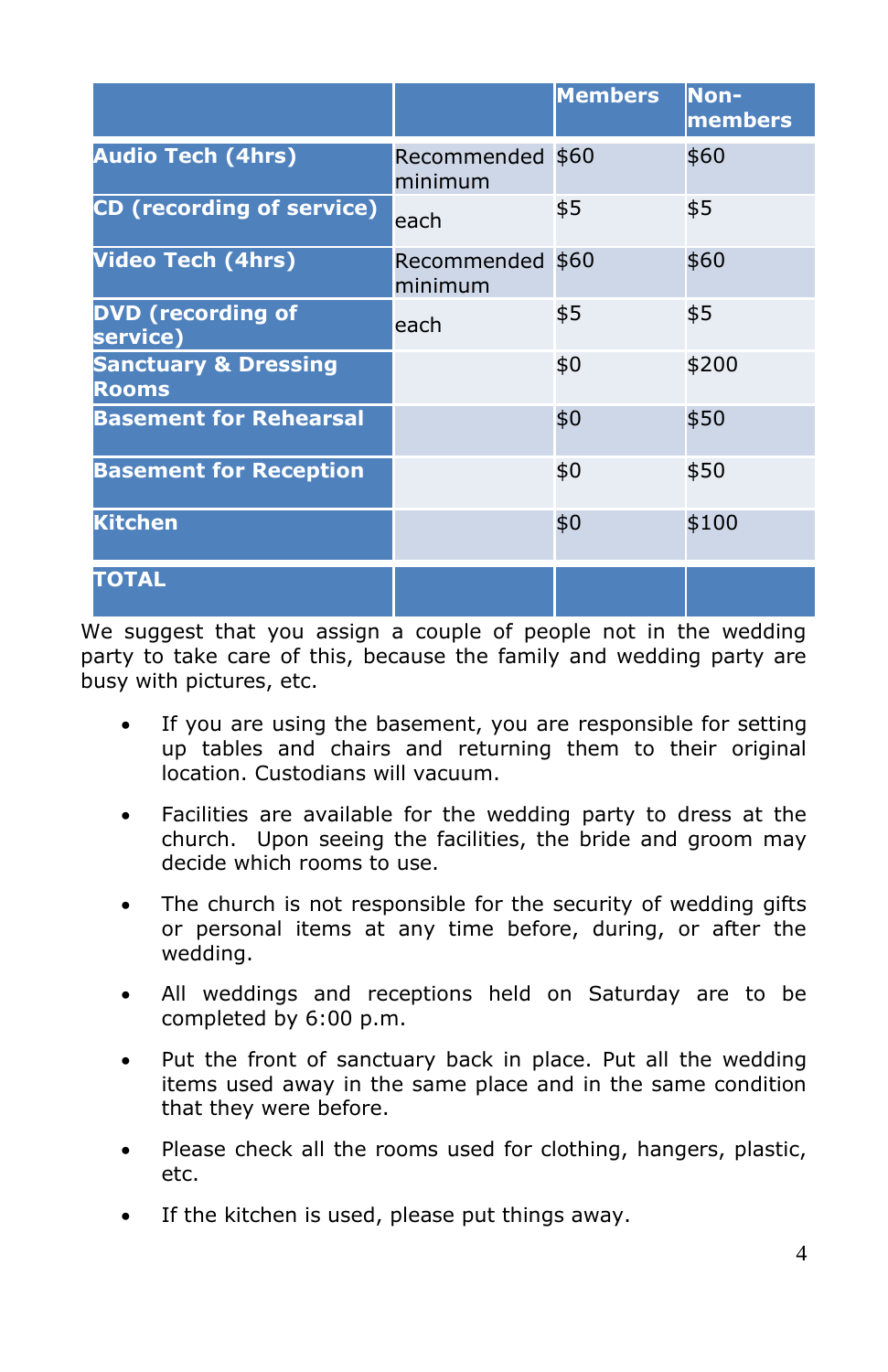| | | Members | Non-members |
|---|---|---|---|
| **Audio Tech (4hrs)** | Recommended minimum | $60 | $60 |
| **CD (recording of service)** | each | $5 | $5 |
| **Video Tech (4hrs)** | Recommended minimum | $60 | $60 |
| **DVD (recording of service)** | each | $5 | $5 |
| **Sanctuary & Dressing Rooms** | | $0 | $200 |
| **Basement for Rehearsal** | | $0 | $50 |
| **Basement for Reception** | | $0 | $50 |
| **Kitchen** | | $0 | $100 |
| **TOTAL** | | | |

We suggest that you assign a couple of people not in the wedding party to take care of this, because the family and wedding party are busy with pictures, etc.

- If you are using the basement, you are responsible for setting up tables and chairs and returning them to their original location. Custodians will vacuum.
- Facilities are available for the wedding party to dress at the church. Upon seeing the facilities, the bride and groom may decide which rooms to use.
- The church is not responsible for the security of wedding gifts or personal items at any time before, during, or after the wedding.
- All weddings and receptions held on Saturday are to be completed by 6:00 p.m.
- Put the front of sanctuary back in place. Put all the wedding items used away in the same place and in the same condition that they were before.
- Please check all the rooms used for clothing, hangers, plastic, etc.
- If the kitchen is used, please put things away.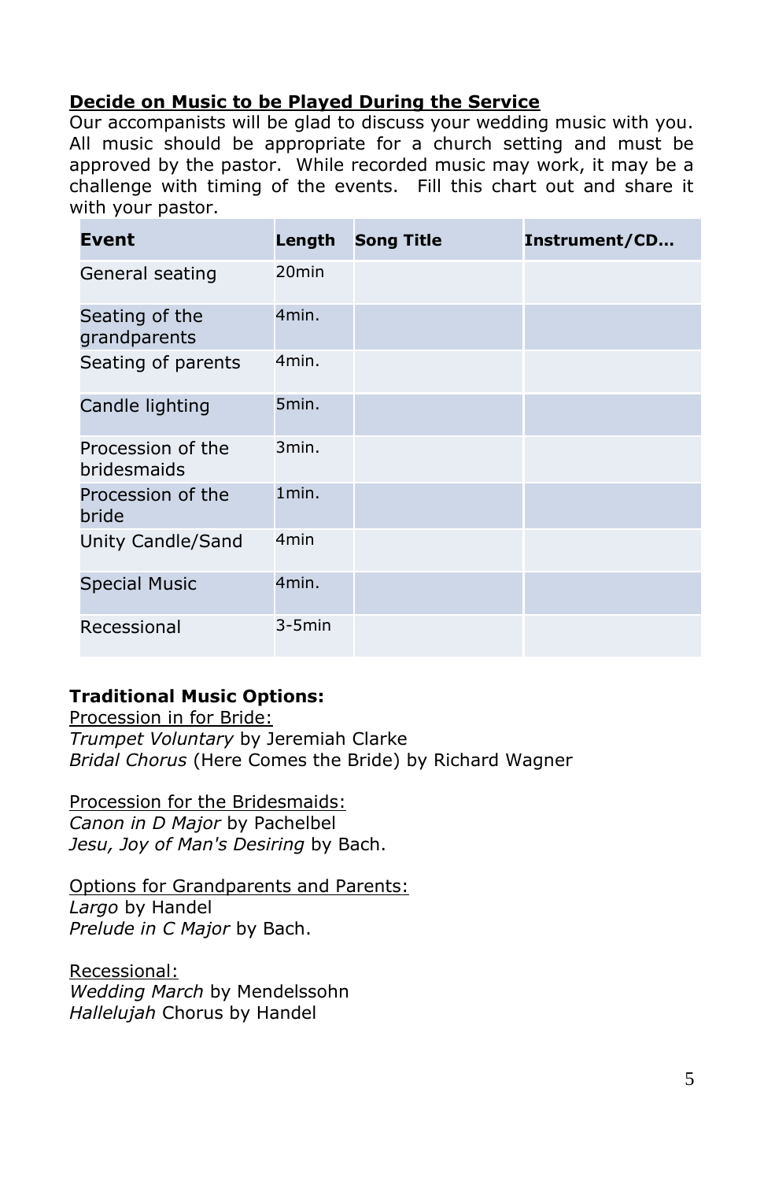## **<u>Decide on Music to be Played During the Service</u>**

Our accompanists will be glad to discuss your wedding music with you. All music should be appropriate for a church setting and must be approved by the pastor. While recorded music may work, it may be a challenge with timing of the events. Fill this chart out and share it with your pastor.

| Event | Length | Song Title | Instrument/CD… |
|---|---|---|---|
| General seating | 20min | | |
| Seating of the grandparents | 4min. | | |
| Seating of parents | 4min. | | |
| Candle lighting | 5min. | | |
| Procession of the bridesmaids | 3min. | | |
| Procession of the bride | 1min. | | |
| Unity Candle/Sand | 4min | | |
| Special Music | 4min. | | |
| Recessional | 3-5min | | |

**Traditional Music Options:**

<u>Procession in for Bride:</u>
*Trumpet Voluntary* by Jeremiah Clarke
*Bridal Chorus* (Here Comes the Bride) by Richard Wagner

<u>Procession for the Bridesmaids:</u>
*Canon in D Major* by Pachelbel
*Jesu, Joy of Man's Desiring* by Bach.

<u>Options for Grandparents and Parents:</u>
*Largo* by Handel
*Prelude in C Major* by Bach.

<u>Recessional:</u>
*Wedding March* by Mendelssohn
*Hallelujah* Chorus by Handel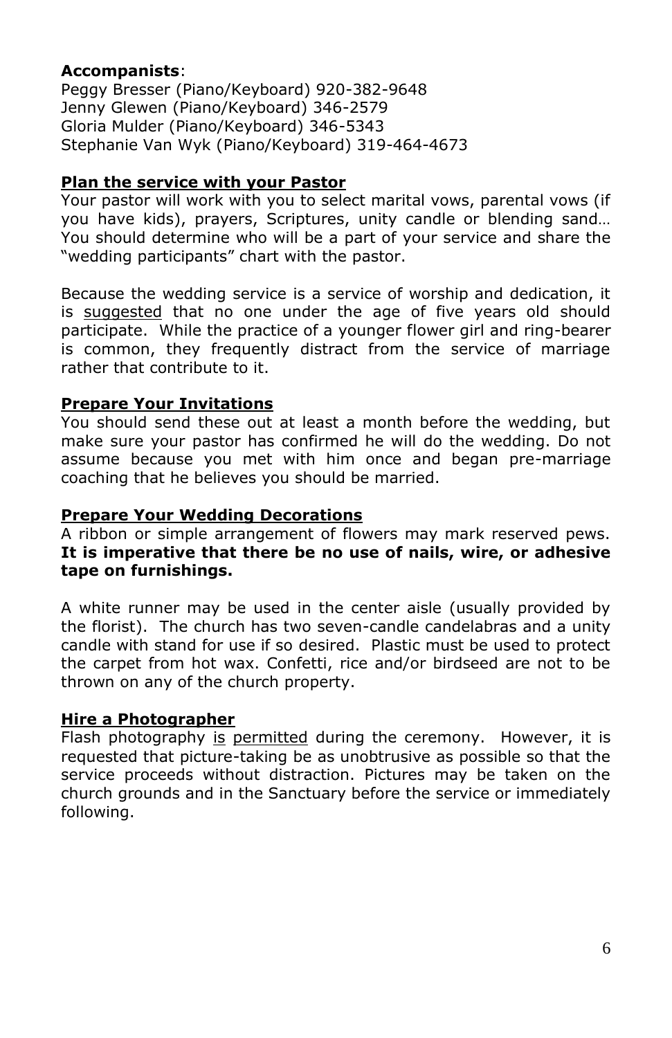**Accompanists**:
Peggy Bresser (Piano/Keyboard) 920-382-9648
Jenny Glewen (Piano/Keyboard) 346-2579
Gloria Mulder (Piano/Keyboard) 346-5343
Stephanie Van Wyk (Piano/Keyboard) 319-464-4673

**Plan the service with your Pastor**

Your pastor will work with you to select marital vows, parental vows (if you have kids), prayers, Scriptures, unity candle or blending sand… You should determine who will be a part of your service and share the "wedding participants" chart with the pastor.

Because the wedding service is a service of worship and dedication, it is suggested that no one under the age of five years old should participate. While the practice of a younger flower girl and ring-bearer is common, they frequently distract from the service of marriage rather that contribute to it.

**Prepare Your Invitations**

You should send these out at least a month before the wedding, but make sure your pastor has confirmed he will do the wedding. Do not assume because you met with him once and began pre-marriage coaching that he believes you should be married.

**Prepare Your Wedding Decorations**

A ribbon or simple arrangement of flowers may mark reserved pews. **It is imperative that there be no use of nails, wire, or adhesive tape on furnishings.**

A white runner may be used in the center aisle (usually provided by the florist). The church has two seven-candle candelabras and a unity candle with stand for use if so desired. Plastic must be used to protect the carpet from hot wax. Confetti, rice and/or birdseed are not to be thrown on any of the church property.

**Hire a Photographer**

Flash photography is permitted during the ceremony. However, it is requested that picture-taking be as unobtrusive as possible so that the service proceeds without distraction. Pictures may be taken on the church grounds and in the Sanctuary before the service or immediately following.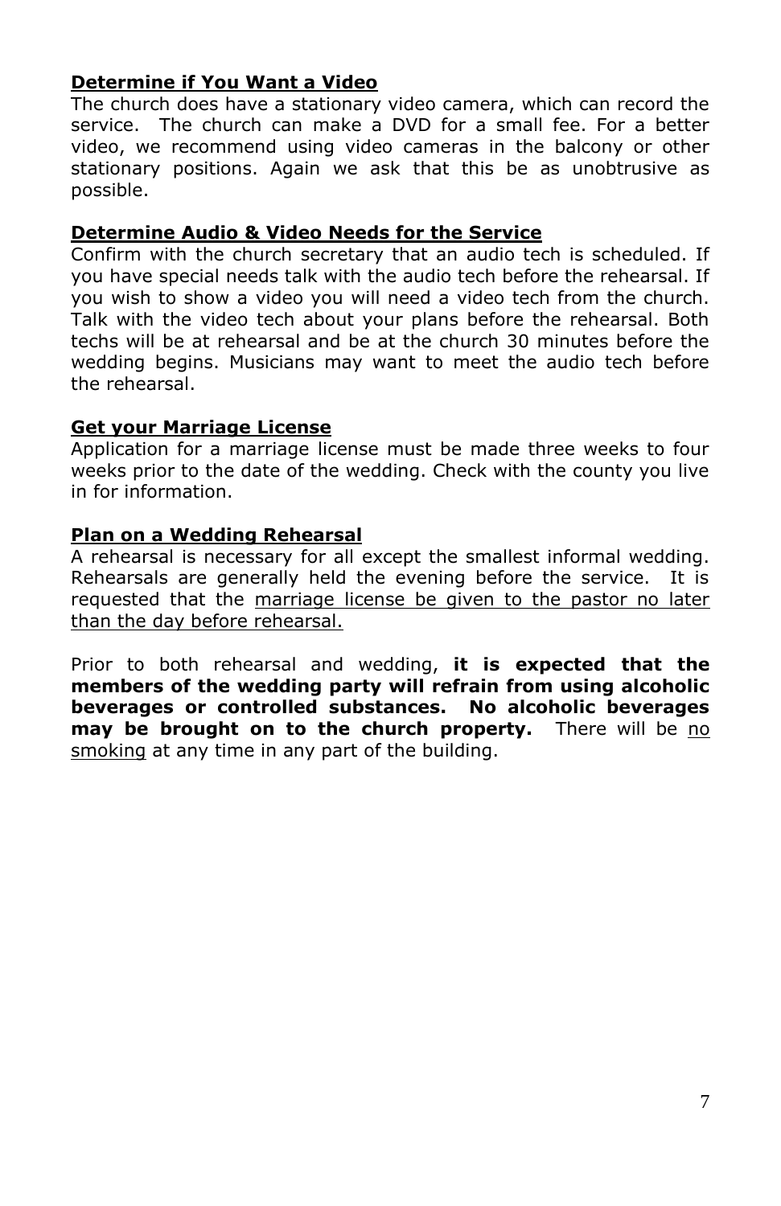**Determine if You Want a Video**

The church does have a stationary video camera, which can record the service. The church can make a DVD for a small fee. For a better video, we recommend using video cameras in the balcony or other stationary positions. Again we ask that this be as unobtrusive as possible.

**Determine Audio & Video Needs for the Service**

Confirm with the church secretary that an audio tech is scheduled. If you have special needs talk with the audio tech before the rehearsal. If you wish to show a video you will need a video tech from the church. Talk with the video tech about your plans before the rehearsal. Both techs will be at rehearsal and be at the church 30 minutes before the wedding begins. Musicians may want to meet the audio tech before the rehearsal.

**Get your Marriage License**

Application for a marriage license must be made three weeks to four weeks prior to the date of the wedding. Check with the county you live in for information.

**Plan on a Wedding Rehearsal**

A rehearsal is necessary for all except the smallest informal wedding. Rehearsals are generally held the evening before the service. It is requested that the marriage license be given to the pastor no later than the day before rehearsal.

Prior to both rehearsal and wedding, **it is expected that the members of the wedding party will refrain from using alcoholic beverages or controlled substances. No alcoholic beverages may be brought on to the church property.** There will be no smoking at any time in any part of the building.